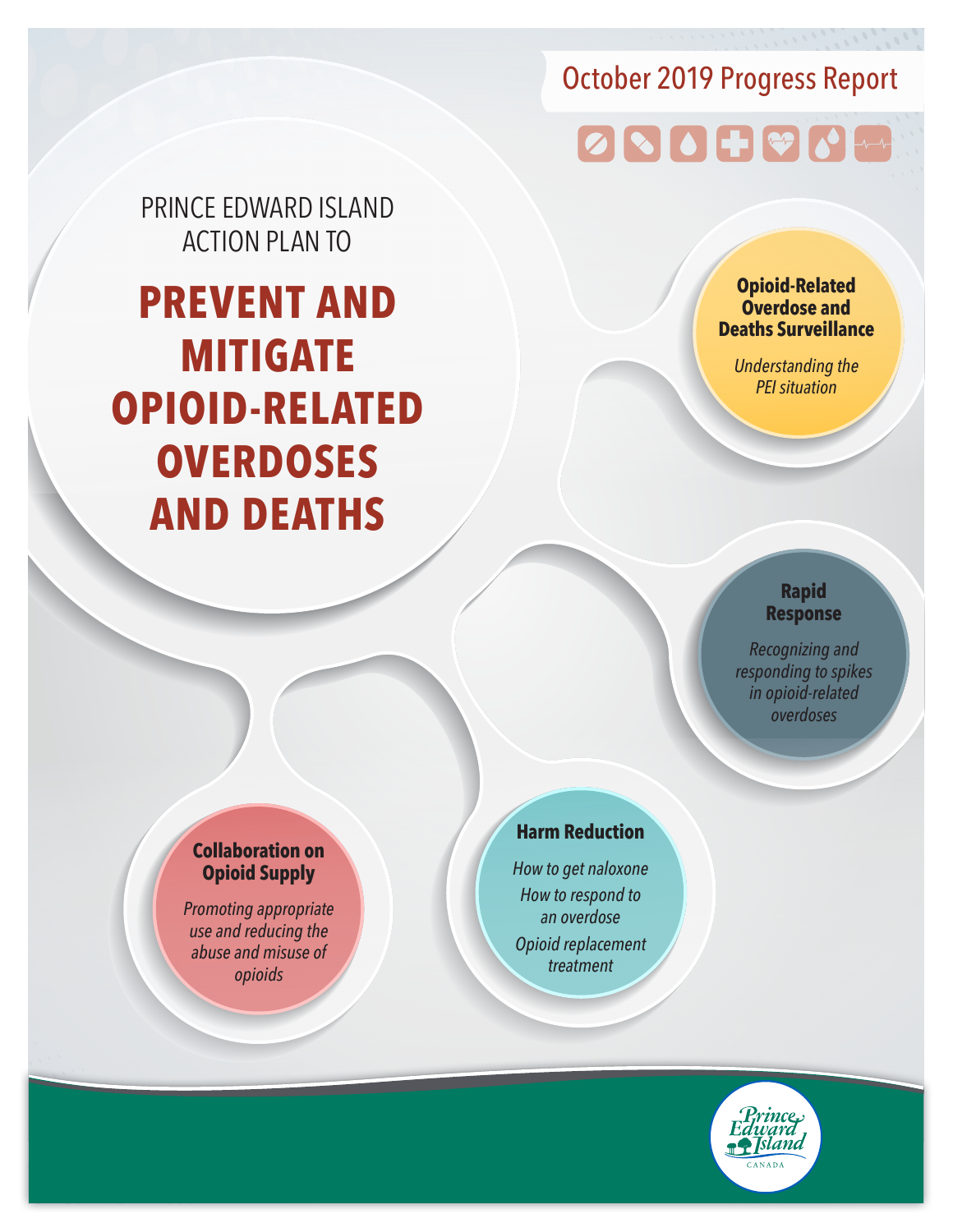October 2019 Progress Report

PRINCE EDWARD ISLAND ACTION PLAN TO

# PREVENT AND MITIGATE OPIOID-RELATED OVERDOSES AND DEATHS

**Opioid-Related Overdose and Deaths Surveillance**

*Understanding the PEI situation*

**Rapid Response**

*Recognizing and responding to spikes in opioid-related overdoses*

**Harm Reduction**

*How to get naloxone*

*How to respond to an overdose*

*Opioid replacement treatment*

**Collaboration on Opioid Supply**

*Promoting appropriate use and reducing the abuse and misuse of opioids*

Prince Edward Island CANADA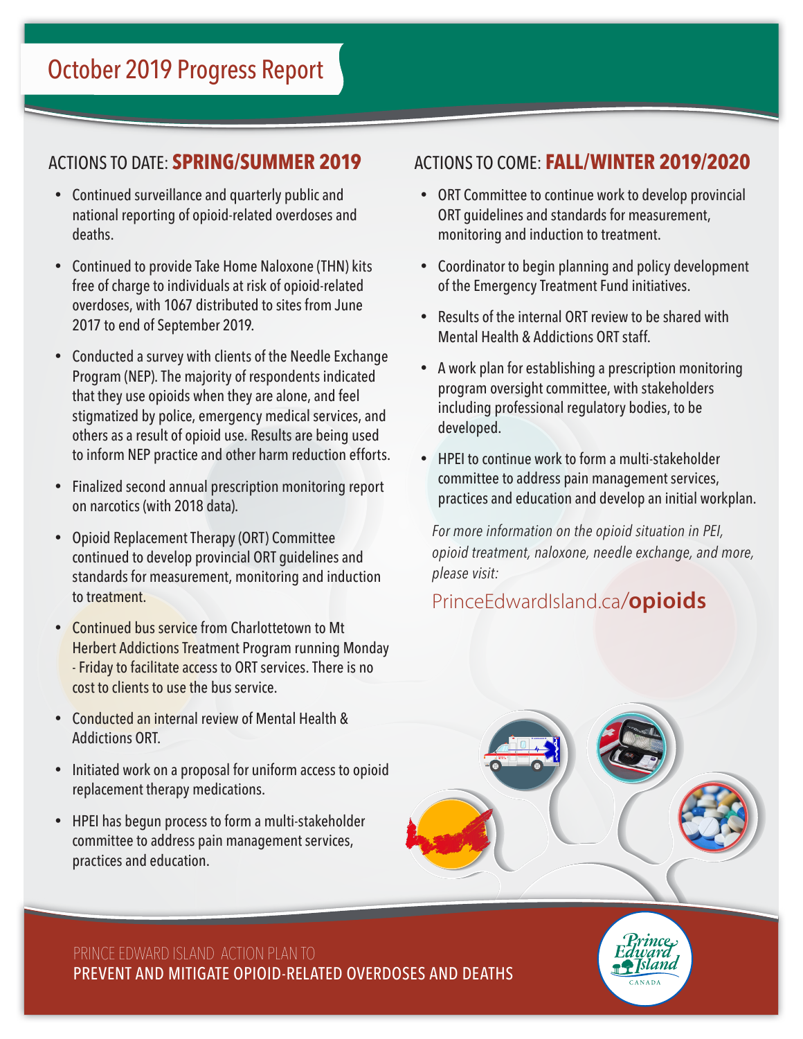# October 2019 Progress Report

## ACTIONS TO DATE: **SPRING/SUMMER 2019**

- Continued surveillance and quarterly public and national reporting of opioid-related overdoses and deaths.
- Continued to provide Take Home Naloxone (THN) kits free of charge to individuals at risk of opioid-related overdoses, with 1067 distributed to sites from June 2017 to end of September 2019.
- Conducted a survey with clients of the Needle Exchange Program (NEP). The majority of respondents indicated that they use opioids when they are alone, and feel stigmatized by police, emergency medical services, and others as a result of opioid use. Results are being used to inform NEP practice and other harm reduction efforts.
- Finalized second annual prescription monitoring report on narcotics (with 2018 data).
- Opioid Replacement Therapy (ORT) Committee continued to develop provincial ORT guidelines and standards for measurement, monitoring and induction to treatment.
- Continued bus service from Charlottetown to Mt Herbert Addictions Treatment Program running Monday - Friday to facilitate access to ORT services. There is no cost to clients to use the bus service.
- Conducted an internal review of Mental Health & Addictions ORT.
- Initiated work on a proposal for uniform access to opioid replacement therapy medications.
- HPEI has begun process to form a multi-stakeholder committee to address pain management services, practices and education.

## ACTIONS TO COME: **FALL/WINTER 2019/2020**

- ORT Committee to continue work to develop provincial ORT guidelines and standards for measurement, monitoring and induction to treatment.
- Coordinator to begin planning and policy development of the Emergency Treatment Fund initiatives.
- Results of the internal ORT review to be shared with Mental Health & Addictions ORT staff.
- A work plan for establishing a prescription monitoring program oversight committee, with stakeholders including professional regulatory bodies, to be developed.
- HPEI to continue work to form a multi-stakeholder committee to address pain management services, practices and education and develop an initial workplan.

*For more information on the opioid situation in PEI, opioid treatment, naloxone, needle exchange, and more, please visit:*

PrinceEdwardIsland.ca/**opioids**

PRINCE EDWARD ISLAND ACTION PLAN TO
PREVENT AND MITIGATE OPIOID-RELATED OVERDOSES AND DEATHS

Prince Edward Island
CANADA